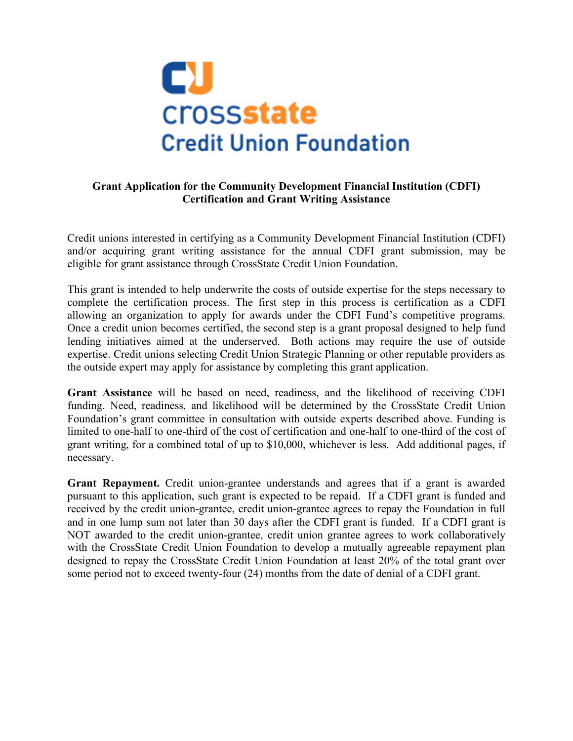CU crossstate Credit Union Foundation

**Grant Application for the Community Development Financial Institution (CDFI) Certification and Grant Writing Assistance**

Credit unions interested in certifying as a Community Development Financial Institution (CDFI) and/or acquiring grant writing assistance for the annual CDFI grant submission, may be eligible for grant assistance through CrossState Credit Union Foundation.

This grant is intended to help underwrite the costs of outside expertise for the steps necessary to complete the certification process. The first step in this process is certification as a CDFI allowing an organization to apply for awards under the CDFI Fund's competitive programs. Once a credit union becomes certified, the second step is a grant proposal designed to help fund lending initiatives aimed at the underserved. Both actions may require the use of outside expertise. Credit unions selecting Credit Union Strategic Planning or other reputable providers as the outside expert may apply for assistance by completing this grant application.

**Grant Assistance** will be based on need, readiness, and the likelihood of receiving CDFI funding. Need, readiness, and likelihood will be determined by the CrossState Credit Union Foundation's grant committee in consultation with outside experts described above. Funding is limited to one-half to one-third of the cost of certification and one-half to one-third of the cost of grant writing, for a combined total of up to $10,000, whichever is less. Add additional pages, if necessary.

**Grant Repayment.** Credit union-grantee understands and agrees that if a grant is awarded pursuant to this application, such grant is expected to be repaid. If a CDFI grant is funded and received by the credit union-grantee, credit union-grantee agrees to repay the Foundation in full and in one lump sum not later than 30 days after the CDFI grant is funded. If a CDFI grant is NOT awarded to the credit union-grantee, credit union grantee agrees to work collaboratively with the CrossState Credit Union Foundation to develop a mutually agreeable repayment plan designed to repay the CrossState Credit Union Foundation at least 20% of the total grant over some period not to exceed twenty-four (24) months from the date of denial of a CDFI grant.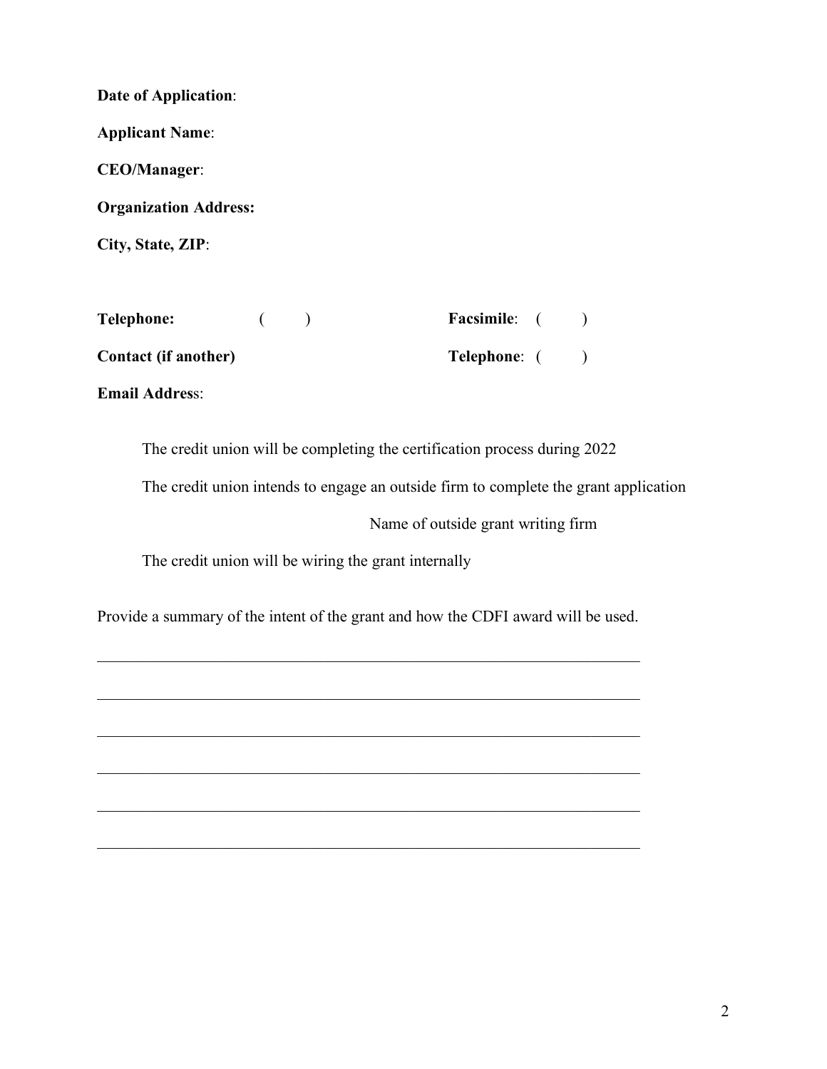**Date of Application**:

**Applicant Name**:

**CEO/Manager**:

**Organization Address:**

**City, State, ZIP**:

**Telephone:** ( ) **Facsimile**: ( )

**Contact (if another)** **Telephone**: ( )

**Email Address**:

The credit union will be completing the certification process during 2022

The credit union intends to engage an outside firm to complete the grant application

Name of outside grant writing firm

The credit union will be wiring the grant internally

Provide a summary of the intent of the grant and how the CDFI award will be used.

\_\_\_\_\_\_\_\_\_\_\_\_\_\_\_\_\_\_\_\_\_\_\_\_\_\_\_\_\_\_\_\_\_\_\_\_\_\_\_\_\_\_\_\_\_\_\_\_\_\_\_\_\_\_\_\_\_\_\_\_\_\_\_\_\_\_\_\_

\_\_\_\_\_\_\_\_\_\_\_\_\_\_\_\_\_\_\_\_\_\_\_\_\_\_\_\_\_\_\_\_\_\_\_\_\_\_\_\_\_\_\_\_\_\_\_\_\_\_\_\_\_\_\_\_\_\_\_\_\_\_\_\_\_\_\_\_

\_\_\_\_\_\_\_\_\_\_\_\_\_\_\_\_\_\_\_\_\_\_\_\_\_\_\_\_\_\_\_\_\_\_\_\_\_\_\_\_\_\_\_\_\_\_\_\_\_\_\_\_\_\_\_\_\_\_\_\_\_\_\_\_\_\_\_\_

\_\_\_\_\_\_\_\_\_\_\_\_\_\_\_\_\_\_\_\_\_\_\_\_\_\_\_\_\_\_\_\_\_\_\_\_\_\_\_\_\_\_\_\_\_\_\_\_\_\_\_\_\_\_\_\_\_\_\_\_\_\_\_\_\_\_\_\_

\_\_\_\_\_\_\_\_\_\_\_\_\_\_\_\_\_\_\_\_\_\_\_\_\_\_\_\_\_\_\_\_\_\_\_\_\_\_\_\_\_\_\_\_\_\_\_\_\_\_\_\_\_\_\_\_\_\_\_\_\_\_\_\_\_\_\_\_

\_\_\_\_\_\_\_\_\_\_\_\_\_\_\_\_\_\_\_\_\_\_\_\_\_\_\_\_\_\_\_\_\_\_\_\_\_\_\_\_\_\_\_\_\_\_\_\_\_\_\_\_\_\_\_\_\_\_\_\_\_\_\_\_\_\_\_\_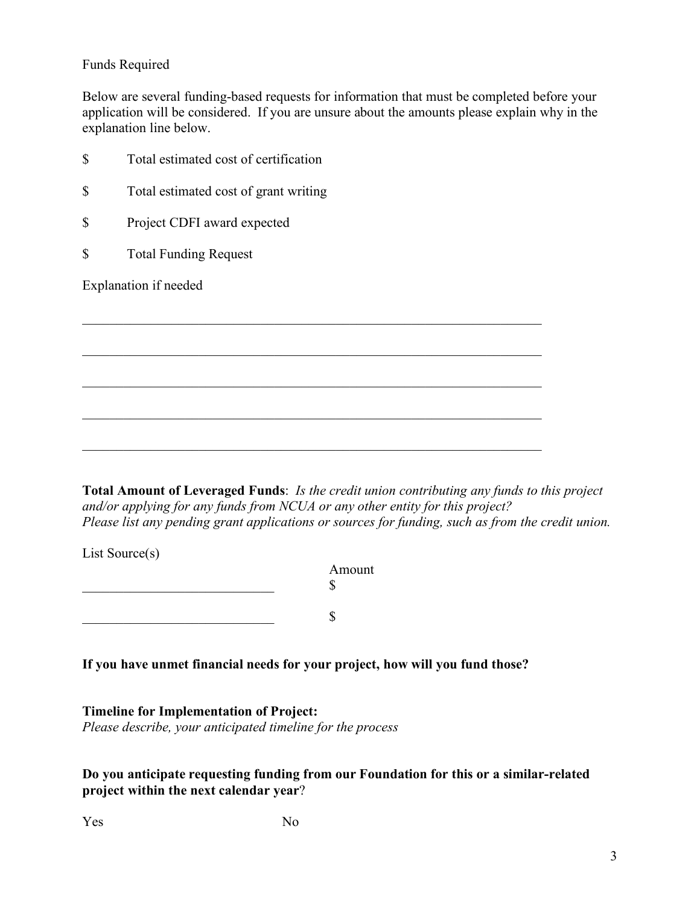Funds Required

Below are several funding-based requests for information that must be completed before your application will be considered. If you are unsure about the amounts please explain why in the explanation line below.

$ Total estimated cost of certification

$ Total estimated cost of grant writing

$ Project CDFI award expected

$ Total Funding Request

Explanation if needed

\_\_\_\_\_\_\_\_\_\_\_\_\_\_\_\_\_\_\_\_\_\_\_\_\_\_\_\_\_\_\_\_\_\_\_\_\_\_\_\_\_\_\_\_\_\_\_\_\_\_\_\_\_\_\_\_\_\_\_\_\_\_\_\_\_\_

\_\_\_\_\_\_\_\_\_\_\_\_\_\_\_\_\_\_\_\_\_\_\_\_\_\_\_\_\_\_\_\_\_\_\_\_\_\_\_\_\_\_\_\_\_\_\_\_\_\_\_\_\_\_\_\_\_\_\_\_\_\_\_\_\_\_

\_\_\_\_\_\_\_\_\_\_\_\_\_\_\_\_\_\_\_\_\_\_\_\_\_\_\_\_\_\_\_\_\_\_\_\_\_\_\_\_\_\_\_\_\_\_\_\_\_\_\_\_\_\_\_\_\_\_\_\_\_\_\_\_\_\_

\_\_\_\_\_\_\_\_\_\_\_\_\_\_\_\_\_\_\_\_\_\_\_\_\_\_\_\_\_\_\_\_\_\_\_\_\_\_\_\_\_\_\_\_\_\_\_\_\_\_\_\_\_\_\_\_\_\_\_\_\_\_\_\_\_\_

\_\_\_\_\_\_\_\_\_\_\_\_\_\_\_\_\_\_\_\_\_\_\_\_\_\_\_\_\_\_\_\_\_\_\_\_\_\_\_\_\_\_\_\_\_\_\_\_\_\_\_\_\_\_\_\_\_\_\_\_\_\_\_\_\_\_

**Total Amount of Leveraged Funds**: *Is the credit union contributing any funds to this project and/or applying for any funds from NCUA or any other entity for this project? Please list any pending grant applications or sources for funding, such as from the credit union.*

| List Source(s) | Amount |
|---|---|
| \_\_\_\_\_\_\_\_\_\_\_\_\_\_\_\_\_\_\_\_\_\_\_\_\_\_\_\_ | $ |
| \_\_\_\_\_\_\_\_\_\_\_\_\_\_\_\_\_\_\_\_\_\_\_\_\_\_\_\_ | $ |

**If you have unmet financial needs for your project, how will you fund those?**

**Timeline for Implementation of Project:**
*Please describe, your anticipated timeline for the process*

**Do you anticipate requesting funding from our Foundation for this or a similar-related project within the next calendar year**?

Yes No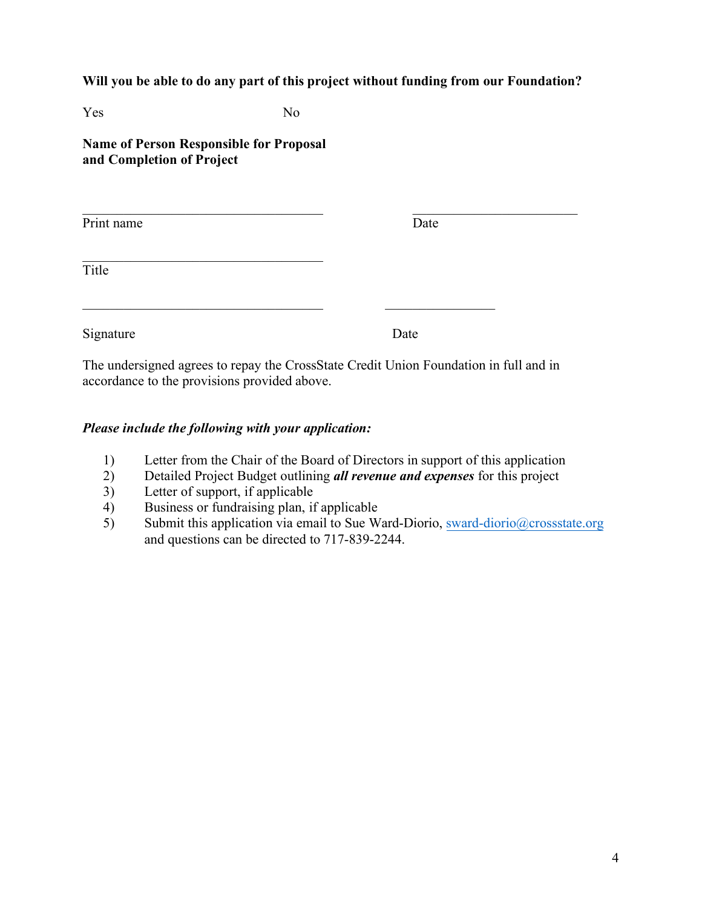**Will you be able to do any part of this project without funding from our Foundation?**

Yes No

**Name of Person Responsible for Proposal and Completion of Project**

___________________________________ ________________________

Print name Date

___________________________________

Title

___________________________________ ________________

Signature Date

The undersigned agrees to repay the CrossState Credit Union Foundation in full and in accordance to the provisions provided above.

***Please include the following with your application:***

1) Letter from the Chair of the Board of Directors in support of this application
2) Detailed Project Budget outlining ***all revenue and expenses*** for this project
3) Letter of support, if applicable
4) Business or fundraising plan, if applicable
5) Submit this application via email to Sue Ward-Diorio, sward-diorio@crossstate.org and questions can be directed to 717-839-2244.